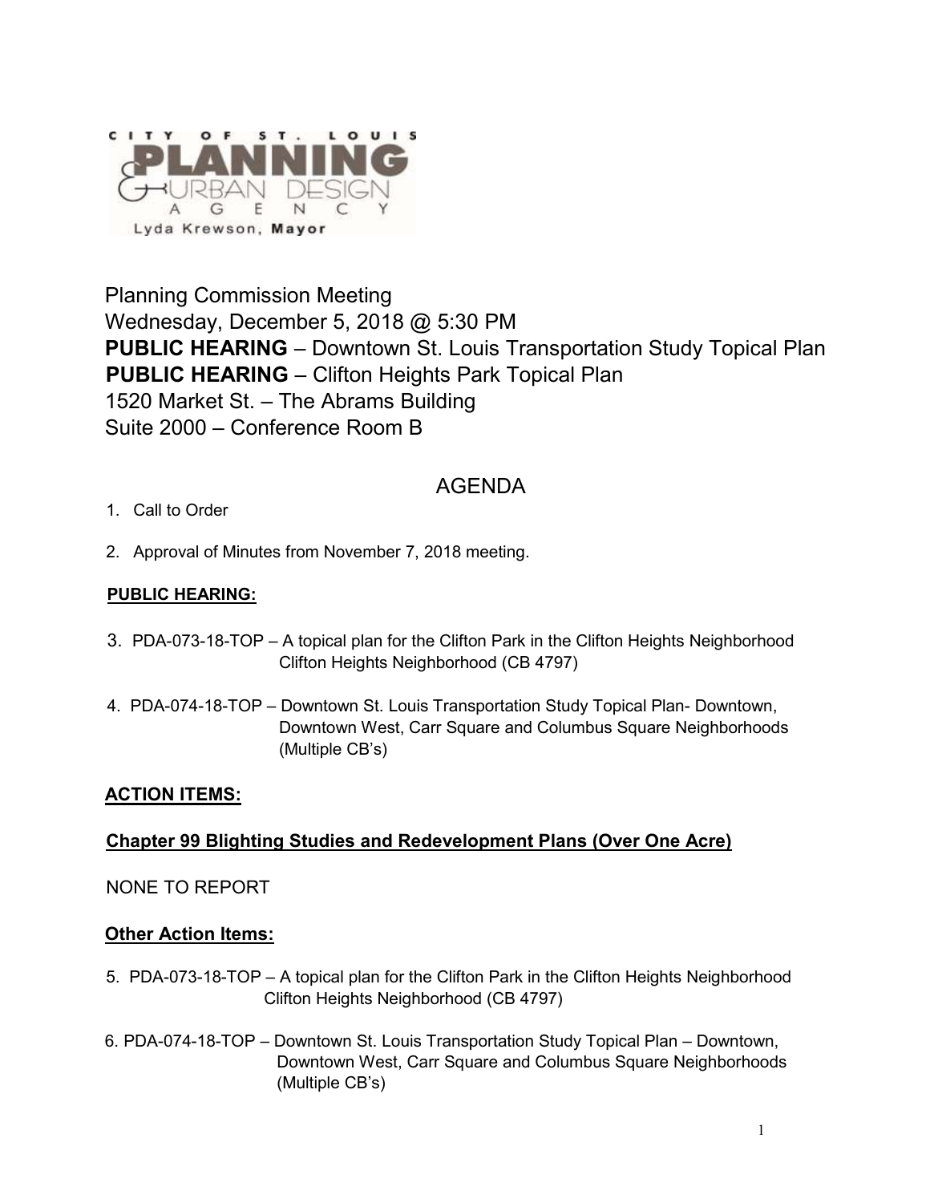CITY OF ST. LOUIS PLANNING & URBAN DESIGN AGENCY

Lyda Krewson, **Mayor**

Planning Commission Meeting
Wednesday, December 5, 2018 @ 5:30 PM
**PUBLIC HEARING** – Downtown St. Louis Transportation Study Topical Plan
**PUBLIC HEARING** – Clifton Heights Park Topical Plan
1520 Market St. – The Abrams Building
Suite 2000 – Conference Room B

# AGENDA

1. Call to Order
2. Approval of Minutes from November 7, 2018 meeting.

**PUBLIC HEARING:**

3. PDA-073-18-TOP – A topical plan for the Clifton Park in the Clifton Heights Neighborhood
   Clifton Heights Neighborhood (CB 4797)
4. PDA-074-18-TOP – Downtown St. Louis Transportation Study Topical Plan- Downtown, Downtown West, Carr Square and Columbus Square Neighborhoods (Multiple CB's)

## ACTION ITEMS:

### Chapter 99 Blighting Studies and Redevelopment Plans (Over One Acre)

NONE TO REPORT

### Other Action Items:

5. PDA-073-18-TOP – A topical plan for the Clifton Park in the Clifton Heights Neighborhood
   Clifton Heights Neighborhood (CB 4797)
6. PDA-074-18-TOP – Downtown St. Louis Transportation Study Topical Plan – Downtown, Downtown West, Carr Square and Columbus Square Neighborhoods (Multiple CB's)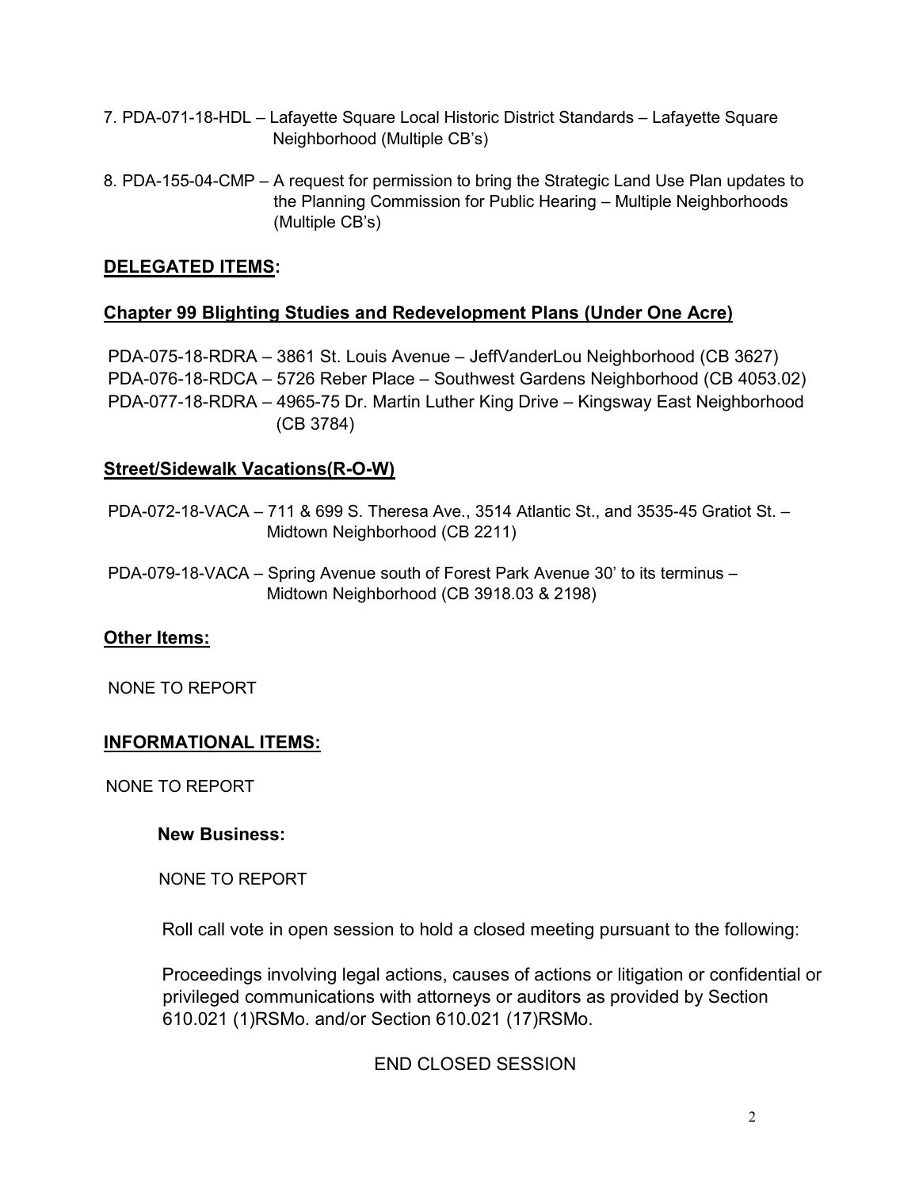7. PDA-071-18-HDL – Lafayette Square Local Historic District Standards – Lafayette Square Neighborhood (Multiple CB's)

8. PDA-155-04-CMP – A request for permission to bring the Strategic Land Use Plan updates to the Planning Commission for Public Hearing – Multiple Neighborhoods (Multiple CB's)

## **DELEGATED ITEMS:**

### **Chapter 99 Blighting Studies and Redevelopment Plans (Under One Acre)**

PDA-075-18-RDRA – 3861 St. Louis Avenue – JeffVanderLou Neighborhood (CB 3627)
PDA-076-18-RDCA – 5726 Reber Place – Southwest Gardens Neighborhood (CB 4053.02)
PDA-077-18-RDRA – 4965-75 Dr. Martin Luther King Drive – Kingsway East Neighborhood (CB 3784)

### **Street/Sidewalk Vacations(R-O-W)**

PDA-072-18-VACA – 711 & 699 S. Theresa Ave., 3514 Atlantic St., and 3535-45 Gratiot St. – Midtown Neighborhood (CB 2211)

PDA-079-18-VACA – Spring Avenue south of Forest Park Avenue 30' to its terminus – Midtown Neighborhood (CB 3918.03 & 2198)

### **Other Items:**

NONE TO REPORT

## **INFORMATIONAL ITEMS:**

NONE TO REPORT

**New Business:**

NONE TO REPORT

Roll call vote in open session to hold a closed meeting pursuant to the following:

Proceedings involving legal actions, causes of actions or litigation or confidential or privileged communications with attorneys or auditors as provided by Section 610.021 (1)RSMo. and/or Section 610.021 (17)RSMo.

END CLOSED SESSION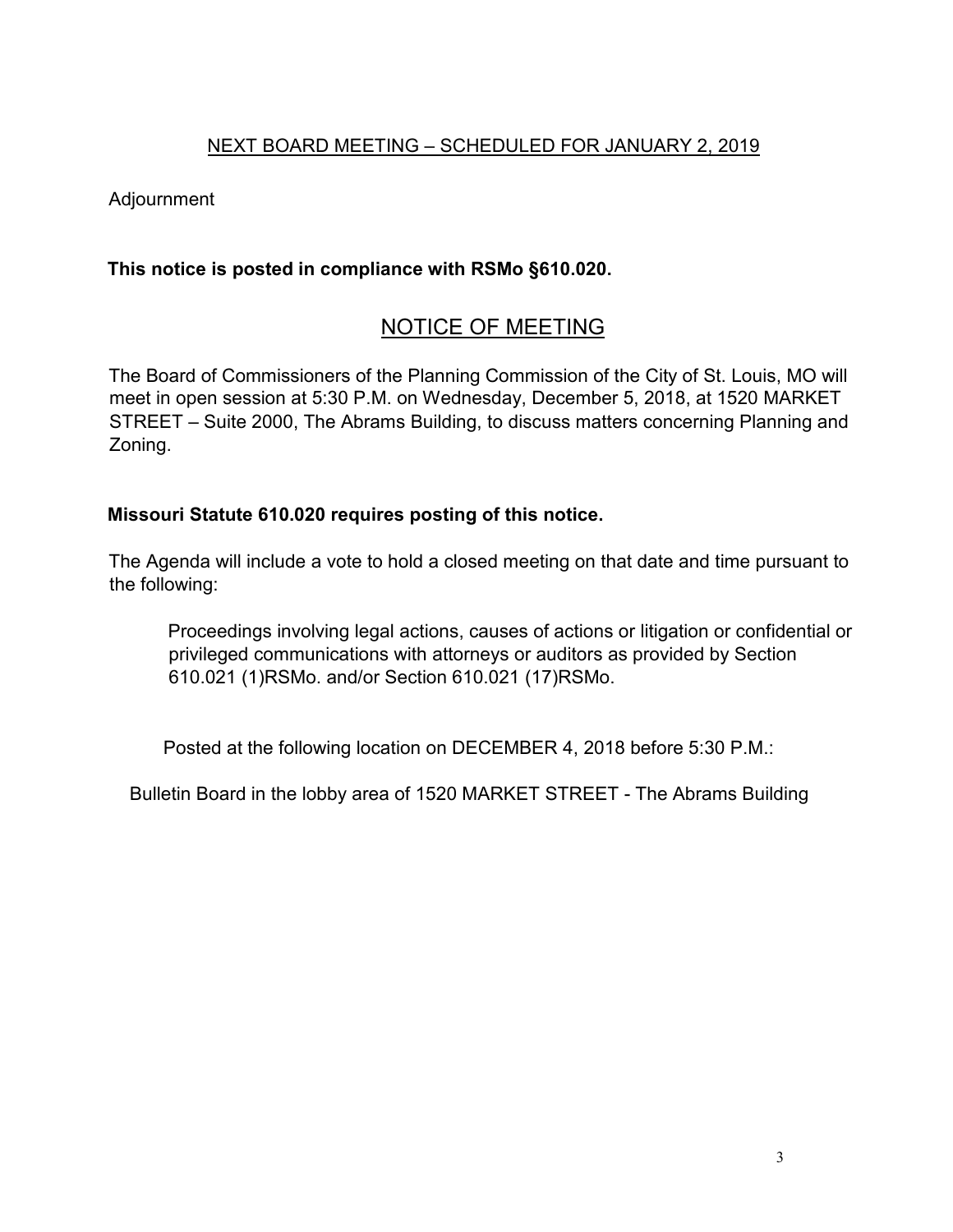<u>NEXT BOARD MEETING – SCHEDULED FOR JANUARY 2, 2019</u>

Adjournment

**This notice is posted in compliance with RSMo §610.020.**

## <u>NOTICE OF MEETING</u>

The Board of Commissioners of the Planning Commission of the City of St. Louis, MO will meet in open session at 5:30 P.M. on Wednesday, December 5, 2018, at 1520 MARKET STREET – Suite 2000, The Abrams Building, to discuss matters concerning Planning and Zoning.

**Missouri Statute 610.020 requires posting of this notice.**

The Agenda will include a vote to hold a closed meeting on that date and time pursuant to the following:

> Proceedings involving legal actions, causes of actions or litigation or confidential or privileged communications with attorneys or auditors as provided by Section 610.021 (1)RSMo. and/or Section 610.021 (17)RSMo.

Posted at the following location on DECEMBER 4, 2018 before 5:30 P.M.:

Bulletin Board in the lobby area of 1520 MARKET STREET - The Abrams Building